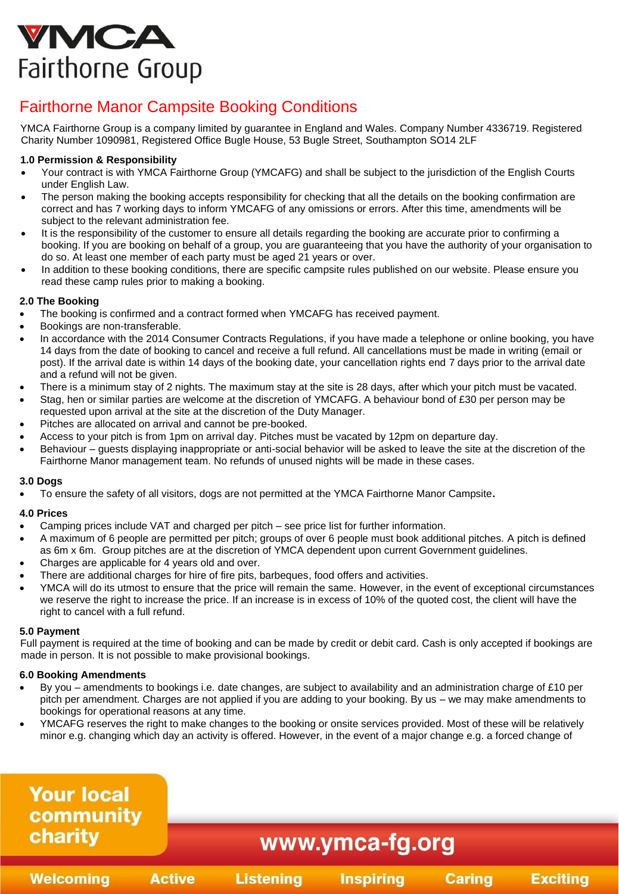# YMCA Fairthorne Group

## Fairthorne Manor Campsite Booking Conditions

YMCA Fairthorne Group is a company limited by guarantee in England and Wales. Company Number 4336719. Registered Charity Number 1090981, Registered Office Bugle House, 53 Bugle Street, Southampton SO14 2LF

### 1.0 Permission & Responsibility

- Your contract is with YMCA Fairthorne Group (YMCAFG) and shall be subject to the jurisdiction of the English Courts under English Law.
- The person making the booking accepts responsibility for checking that all the details on the booking confirmation are correct and has 7 working days to inform YMCAFG of any omissions or errors. After this time, amendments will be subject to the relevant administration fee.
- It is the responsibility of the customer to ensure all details regarding the booking are accurate prior to confirming a booking. If you are booking on behalf of a group, you are guaranteeing that you have the authority of your organisation to do so. At least one member of each party must be aged 21 years or over.
- In addition to these booking conditions, there are specific campsite rules published on our website. Please ensure you read these camp rules prior to making a booking.

### 2.0 The Booking

- The booking is confirmed and a contract formed when YMCAFG has received payment.
- Bookings are non-transferable.
- In accordance with the 2014 Consumer Contracts Regulations, if you have made a telephone or online booking, you have 14 days from the date of booking to cancel and receive a full refund. All cancellations must be made in writing (email or post). If the arrival date is within 14 days of the booking date, your cancellation rights end 7 days prior to the arrival date and a refund will not be given.
- There is a minimum stay of 2 nights. The maximum stay at the site is 28 days, after which your pitch must be vacated.
- Stag, hen or similar parties are welcome at the discretion of YMCAFG. A behaviour bond of £30 per person may be requested upon arrival at the site at the discretion of the Duty Manager.
- Pitches are allocated on arrival and cannot be pre-booked.
- Access to your pitch is from 1pm on arrival day. Pitches must be vacated by 12pm on departure day.
- Behaviour – guests displaying inappropriate or anti-social behavior will be asked to leave the site at the discretion of the Fairthorne Manor management team. No refunds of unused nights will be made in these cases.

### 3.0 Dogs

- To ensure the safety of all visitors, dogs are not permitted at the YMCA Fairthorne Manor Campsite.

### 4.0 Prices

- Camping prices include VAT and charged per pitch – see price list for further information.
- A maximum of 6 people are permitted per pitch; groups of over 6 people must book additional pitches. A pitch is defined as 6m x 6m. Group pitches are at the discretion of YMCA dependent upon current Government guidelines.
- Charges are applicable for 4 years old and over.
- There are additional charges for hire of fire pits, barbeques, food offers and activities.
- YMCA will do its utmost to ensure that the price will remain the same. However, in the event of exceptional circumstances we reserve the right to increase the price. If an increase is in excess of 10% of the quoted cost, the client will have the right to cancel with a full refund.

### 5.0 Payment

Full payment is required at the time of booking and can be made by credit or debit card. Cash is only accepted if bookings are made in person. It is not possible to make provisional bookings.

### 6.0 Booking Amendments

- By you – amendments to bookings i.e. date changes, are subject to availability and an administration charge of £10 per pitch per amendment. Charges are not applied if you are adding to your booking. By us – we may make amendments to bookings for operational reasons at any time.
- YMCAFG reserves the right to make changes to the booking or onsite services provided. Most of these will be relatively minor e.g. changing which day an activity is offered. However, in the event of a major change e.g. a forced change of

Your local community charity

www.ymca-fg.org

Welcoming Active Listening Inspiring Caring Exciting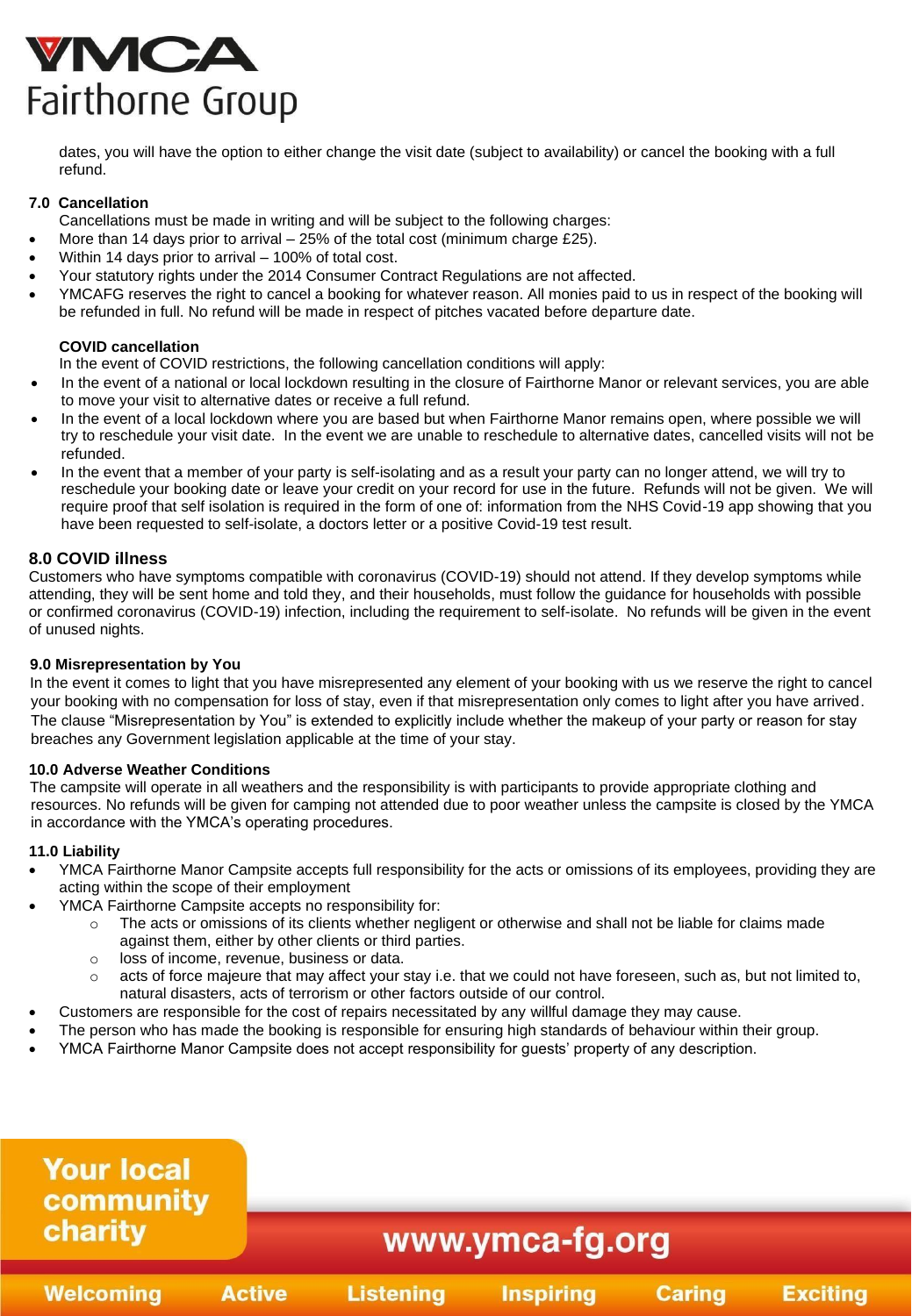dates, you will have the option to either change the visit date (subject to availability) or cancel the booking with a full refund.

### 7.0 Cancellation

Cancellations must be made in writing and will be subject to the following charges:

- More than 14 days prior to arrival – 25% of the total cost (minimum charge £25).
- Within 14 days prior to arrival – 100% of total cost.
- Your statutory rights under the 2014 Consumer Contract Regulations are not affected.
- YMCAFG reserves the right to cancel a booking for whatever reason. All monies paid to us in respect of the booking will be refunded in full. No refund will be made in respect of pitches vacated before departure date.

**COVID cancellation**

In the event of COVID restrictions, the following cancellation conditions will apply:

- In the event of a national or local lockdown resulting in the closure of Fairthorne Manor or relevant services, you are able to move your visit to alternative dates or receive a full refund.
- In the event of a local lockdown where you are based but when Fairthorne Manor remains open, where possible we will try to reschedule your visit date. In the event we are unable to reschedule to alternative dates, cancelled visits will not be refunded.
- In the event that a member of your party is self-isolating and as a result your party can no longer attend, we will try to reschedule your booking date or leave your credit on your record for use in the future. Refunds will not be given. We will require proof that self isolation is required in the form of one of: information from the NHS Covid-19 app showing that you have been requested to self-isolate, a doctors letter or a positive Covid-19 test result.

### 8.0 COVID illness

Customers who have symptoms compatible with coronavirus (COVID-19) should not attend. If they develop symptoms while attending, they will be sent home and told they, and their households, must follow the guidance for households with possible or confirmed coronavirus (COVID-19) infection, including the requirement to self-isolate. No refunds will be given in the event of unused nights.

### 9.0 Misrepresentation by You

In the event it comes to light that you have misrepresented any element of your booking with us we reserve the right to cancel your booking with no compensation for loss of stay, even if that misrepresentation only comes to light after you have arrived. The clause "Misrepresentation by You" is extended to explicitly include whether the makeup of your party or reason for stay breaches any Government legislation applicable at the time of your stay.

### 10.0 Adverse Weather Conditions

The campsite will operate in all weathers and the responsibility is with participants to provide appropriate clothing and resources. No refunds will be given for camping not attended due to poor weather unless the campsite is closed by the YMCA in accordance with the YMCA's operating procedures.

### 11.0 Liability

- YMCA Fairthorne Manor Campsite accepts full responsibility for the acts or omissions of its employees, providing they are acting within the scope of their employment
- YMCA Fairthorne Campsite accepts no responsibility for:
  - The acts or omissions of its clients whether negligent or otherwise and shall not be liable for claims made against them, either by other clients or third parties.
  - loss of income, revenue, business or data.
  - acts of force majeure that may affect your stay i.e. that we could not have foreseen, such as, but not limited to, natural disasters, acts of terrorism or other factors outside of our control.
- Customers are responsible for the cost of repairs necessitated by any willful damage they may cause.
- The person who has made the booking is responsible for ensuring high standards of behaviour within their group.
- YMCA Fairthorne Manor Campsite does not accept responsibility for guests' property of any description.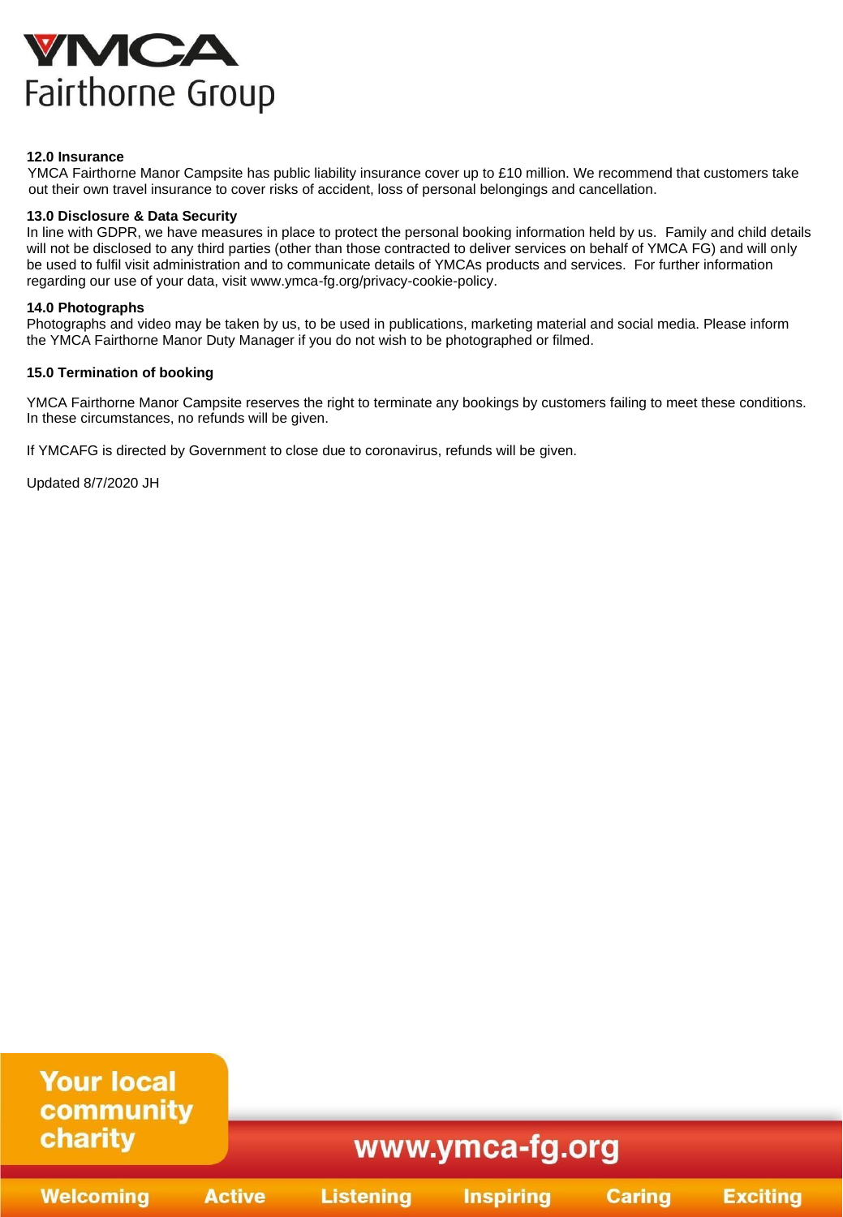### 12.0 Insurance

YMCA Fairthorne Manor Campsite has public liability insurance cover up to £10 million. We recommend that customers take out their own travel insurance to cover risks of accident, loss of personal belongings and cancellation.

### 13.0 Disclosure & Data Security

In line with GDPR, we have measures in place to protect the personal booking information held by us. Family and child details will not be disclosed to any third parties (other than those contracted to deliver services on behalf of YMCA FG) and will only be used to fulfil visit administration and to communicate details of YMCAs products and services. For further information regarding our use of your data, visit www.ymca-fg.org/privacy-cookie-policy.

### 14.0 Photographs

Photographs and video may be taken by us, to be used in publications, marketing material and social media. Please inform the YMCA Fairthorne Manor Duty Manager if you do not wish to be photographed or filmed.

### 15.0 Termination of booking

YMCA Fairthorne Manor Campsite reserves the right to terminate any bookings by customers failing to meet these conditions. In these circumstances, no refunds will be given.

If YMCAFG is directed by Government to close due to coronavirus, refunds will be given.

Updated 8/7/2020 JH